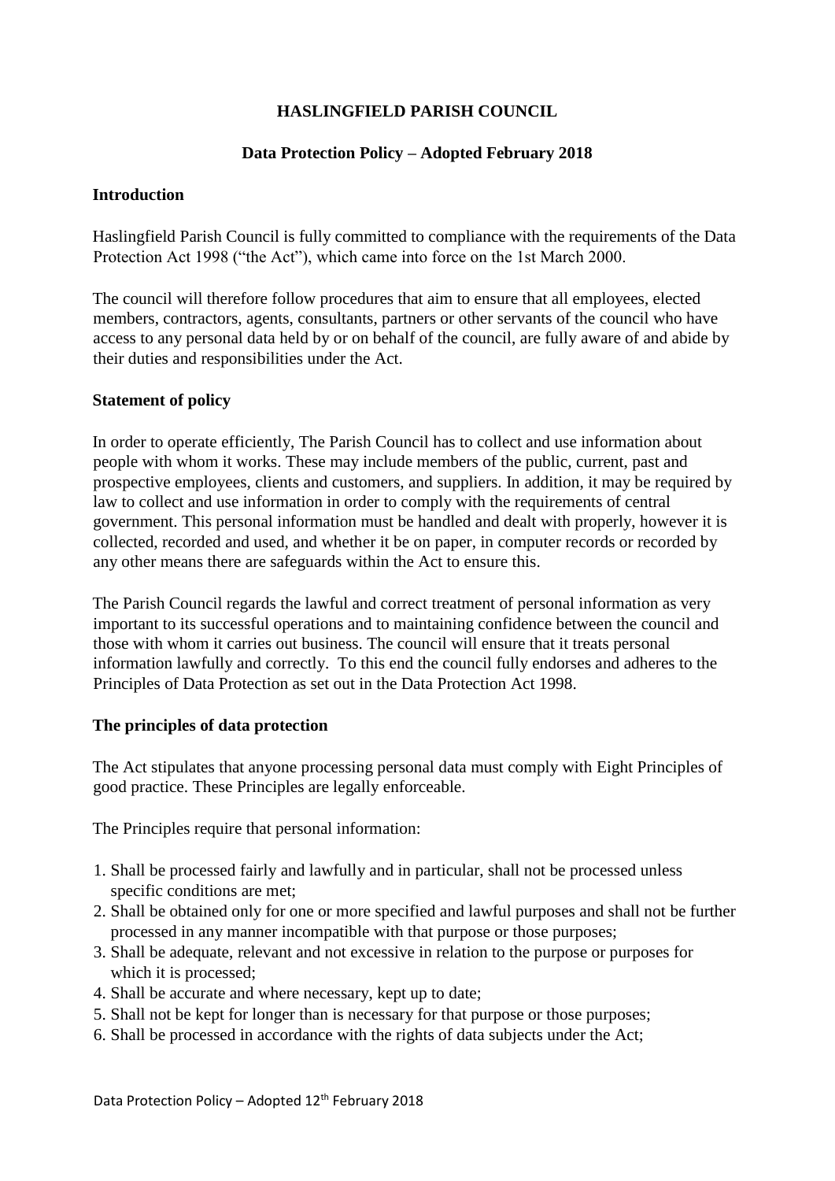# HASLINGFIELD PARISH COUNCIL

## Data Protection Policy – Adopted February 2018

### Introduction

Haslingfield Parish Council is fully committed to compliance with the requirements of the Data Protection Act 1998 ("the Act"), which came into force on the 1st March 2000.

The council will therefore follow procedures that aim to ensure that all employees, elected members, contractors, agents, consultants, partners or other servants of the council who have access to any personal data held by or on behalf of the council, are fully aware of and abide by their duties and responsibilities under the Act.

### Statement of policy

In order to operate efficiently, The Parish Council has to collect and use information about people with whom it works. These may include members of the public, current, past and prospective employees, clients and customers, and suppliers. In addition, it may be required by law to collect and use information in order to comply with the requirements of central government. This personal information must be handled and dealt with properly, however it is collected, recorded and used, and whether it be on paper, in computer records or recorded by any other means there are safeguards within the Act to ensure this.

The Parish Council regards the lawful and correct treatment of personal information as very important to its successful operations and to maintaining confidence between the council and those with whom it carries out business. The council will ensure that it treats personal information lawfully and correctly. To this end the council fully endorses and adheres to the Principles of Data Protection as set out in the Data Protection Act 1998.

### The principles of data protection

The Act stipulates that anyone processing personal data must comply with Eight Principles of good practice. These Principles are legally enforceable.

The Principles require that personal information:

1. Shall be processed fairly and lawfully and in particular, shall not be processed unless specific conditions are met;
2. Shall be obtained only for one or more specified and lawful purposes and shall not be further processed in any manner incompatible with that purpose or those purposes;
3. Shall be adequate, relevant and not excessive in relation to the purpose or purposes for which it is processed;
4. Shall be accurate and where necessary, kept up to date;
5. Shall not be kept for longer than is necessary for that purpose or those purposes;
6. Shall be processed in accordance with the rights of data subjects under the Act;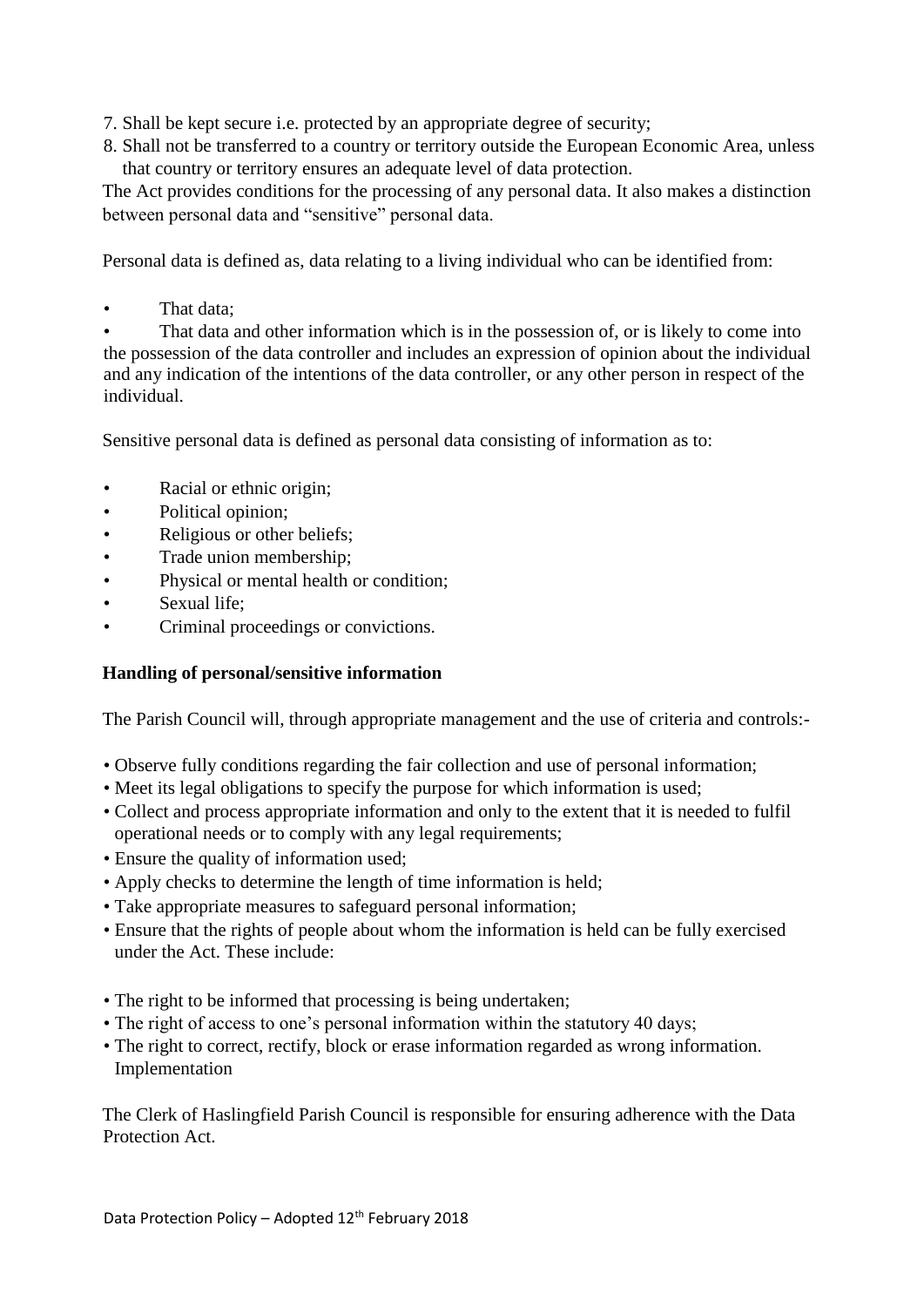7. Shall be kept secure i.e. protected by an appropriate degree of security;
8. Shall not be transferred to a country or territory outside the European Economic Area, unless that country or territory ensures an adequate level of data protection.

The Act provides conditions for the processing of any personal data. It also makes a distinction between personal data and "sensitive" personal data.

Personal data is defined as, data relating to a living individual who can be identified from:

- That data;
- That data and other information which is in the possession of, or is likely to come into the possession of the data controller and includes an expression of opinion about the individual and any indication of the intentions of the data controller, or any other person in respect of the individual.

Sensitive personal data is defined as personal data consisting of information as to:

- Racial or ethnic origin;
- Political opinion;
- Religious or other beliefs;
- Trade union membership;
- Physical or mental health or condition;
- Sexual life;
- Criminal proceedings or convictions.

**Handling of personal/sensitive information**

The Parish Council will, through appropriate management and the use of criteria and controls:-

- Observe fully conditions regarding the fair collection and use of personal information;
- Meet its legal obligations to specify the purpose for which information is used;
- Collect and process appropriate information and only to the extent that it is needed to fulfil operational needs or to comply with any legal requirements;
- Ensure the quality of information used;
- Apply checks to determine the length of time information is held;
- Take appropriate measures to safeguard personal information;
- Ensure that the rights of people about whom the information is held can be fully exercised under the Act. These include:

- The right to be informed that processing is being undertaken;
- The right of access to one's personal information within the statutory 40 days;
- The right to correct, rectify, block or erase information regarded as wrong information.

Implementation

The Clerk of Haslingfield Parish Council is responsible for ensuring adherence with the Data Protection Act.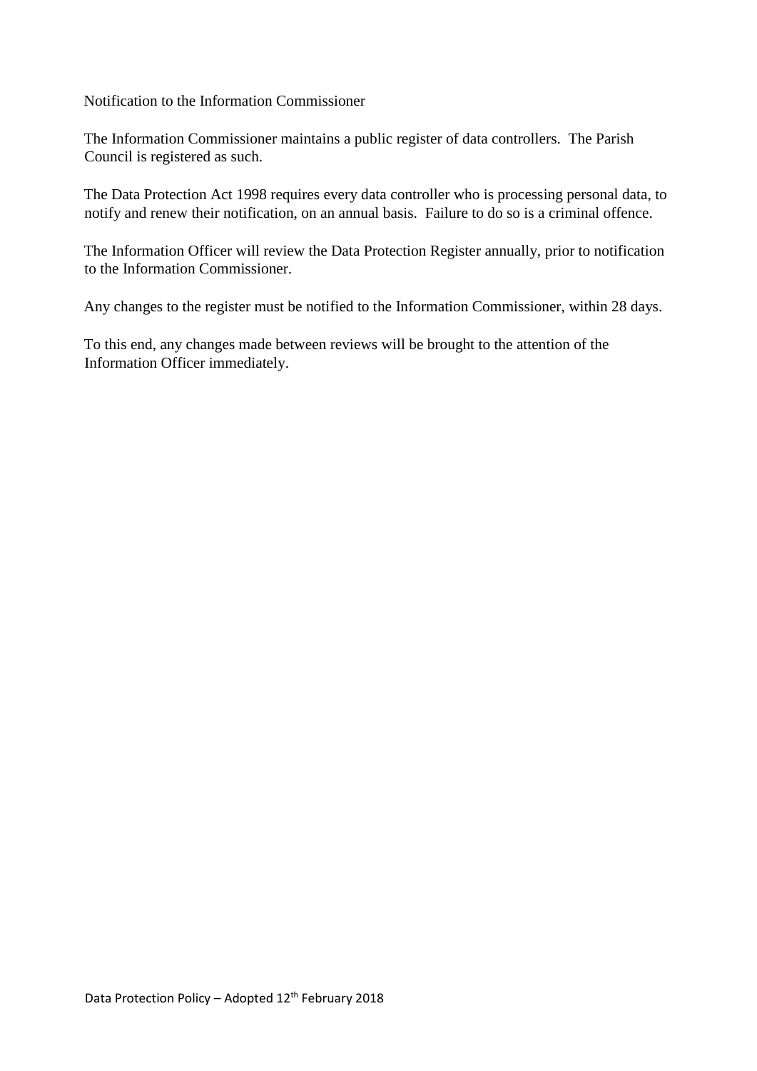Notification to the Information Commissioner

The Information Commissioner maintains a public register of data controllers. The Parish Council is registered as such.

The Data Protection Act 1998 requires every data controller who is processing personal data, to notify and renew their notification, on an annual basis. Failure to do so is a criminal offence.

The Information Officer will review the Data Protection Register annually, prior to notification to the Information Commissioner.

Any changes to the register must be notified to the Information Commissioner, within 28 days.

To this end, any changes made between reviews will be brought to the attention of the Information Officer immediately.